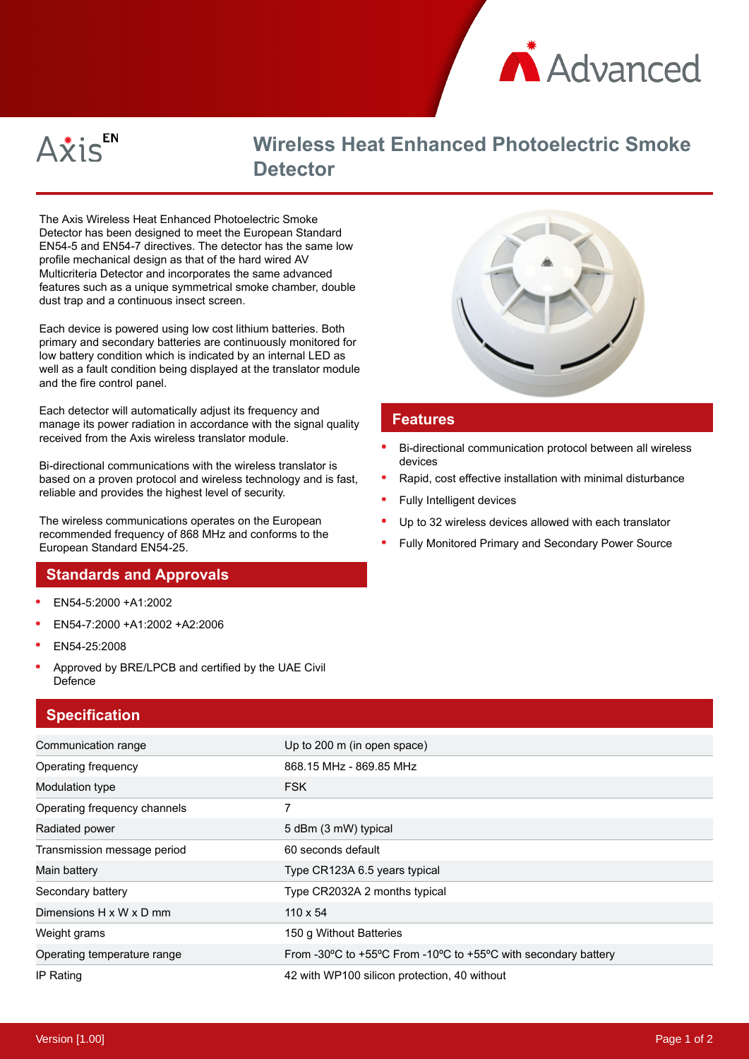Advanced

Axis EN

# Wireless Heat Enhanced Photoelectric Smoke Detector

The Axis Wireless Heat Enhanced Photoelectric Smoke Detector has been designed to meet the European Standard EN54-5 and EN54-7 directives. The detector has the same low profile mechanical design as that of the hard wired AV Multicriteria Detector and incorporates the same advanced features such as a unique symmetrical smoke chamber, double dust trap and a continuous insect screen.

Each device is powered using low cost lithium batteries. Both primary and secondary batteries are continuously monitored for low battery condition which is indicated by an internal LED as well as a fault condition being displayed at the translator module and the fire control panel.

Each detector will automatically adjust its frequency and manage its power radiation in accordance with the signal quality received from the Axis wireless translator module.

Bi-directional communications with the wireless translator is based on a proven protocol and wireless technology and is fast, reliable and provides the highest level of security.

The wireless communications operates on the European recommended frequency of 868 MHz and conforms to the European Standard EN54-25.

## Standards and Approvals

- EN54-5:2000 +A1:2002
- EN54-7:2000 +A1:2002 +A2:2006
- EN54-25:2008
- Approved by BRE/LPCB and certified by the UAE Civil Defence

## Features

- Bi-directional communication protocol between all wireless devices
- Rapid, cost effective installation with minimal disturbance
- Fully Intelligent devices
- Up to 32 wireless devices allowed with each translator
- Fully Monitored Primary and Secondary Power Source

## Specification

| | |
|---|---|
| Communication range | Up to 200 m (in open space) |
| Operating frequency | 868.15 MHz - 869.85 MHz |
| Modulation type | FSK |
| Operating frequency channels | 7 |
| Radiated power | 5 dBm (3 mW) typical |
| Transmission message period | 60 seconds default |
| Main battery | Type CR123A 6.5 years typical |
| Secondary battery | Type CR2032A 2 months typical |
| Dimensions H x W x D mm | 110 x 54 |
| Weight grams | 150 g Without Batteries |
| Operating temperature range | From -30ºC to +55ºC From -10ºC to +55ºC with secondary battery |
| IP Rating | 42 with WP100 silicon protection, 40 without |

Version [1.00]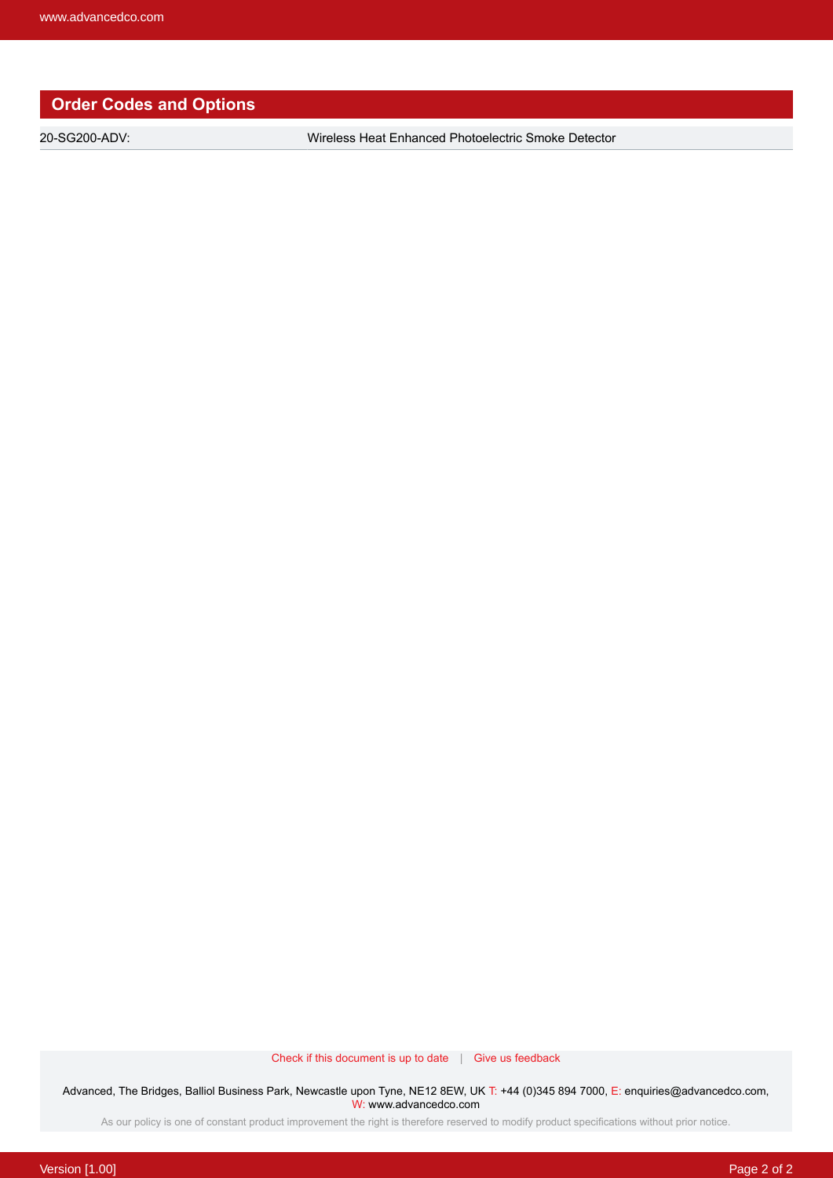## Order Codes and Options

| | |
|---|---|
| 20-SG200-ADV: | Wireless Heat Enhanced Photoelectric Smoke Detector |

Check if this document is up to date | Give us feedback

Advanced, The Bridges, Balliol Business Park, Newcastle upon Tyne, NE12 8EW, UK T: +44 (0)345 894 7000, E: enquiries@advancedco.com, W: www.advancedco.com

As our policy is one of constant product improvement the right is therefore reserved to modify product specifications without prior notice.

Version [1.00]